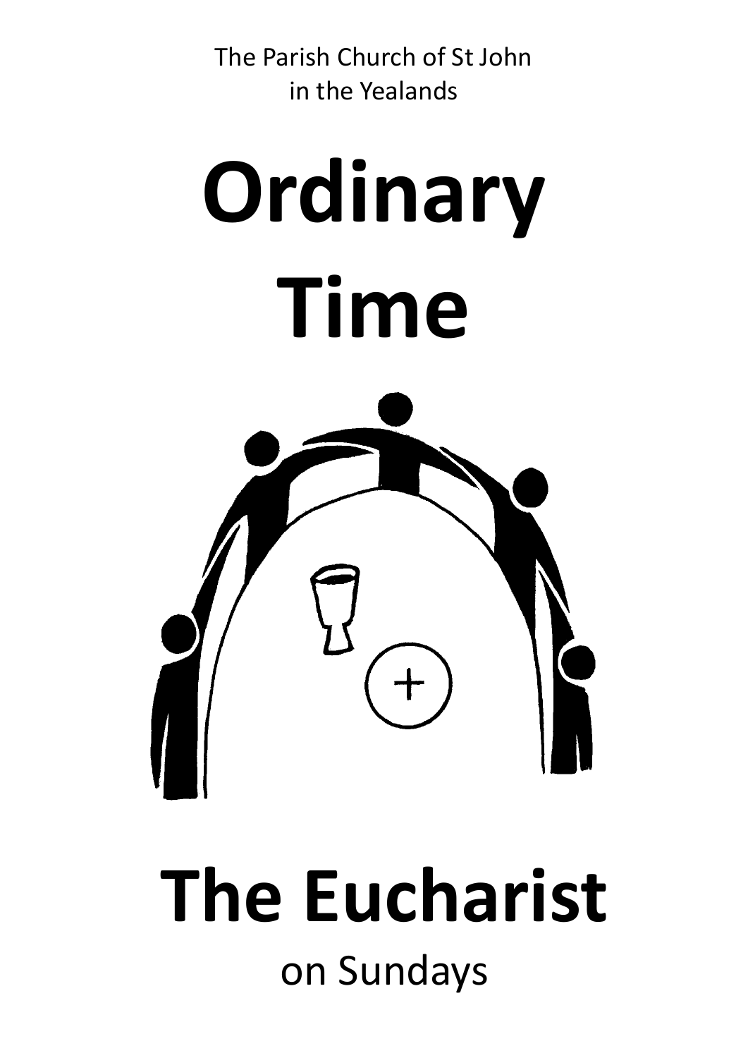The Parish Church of St John
in the Yealands

# Ordinary Time

# The Eucharist

on Sundays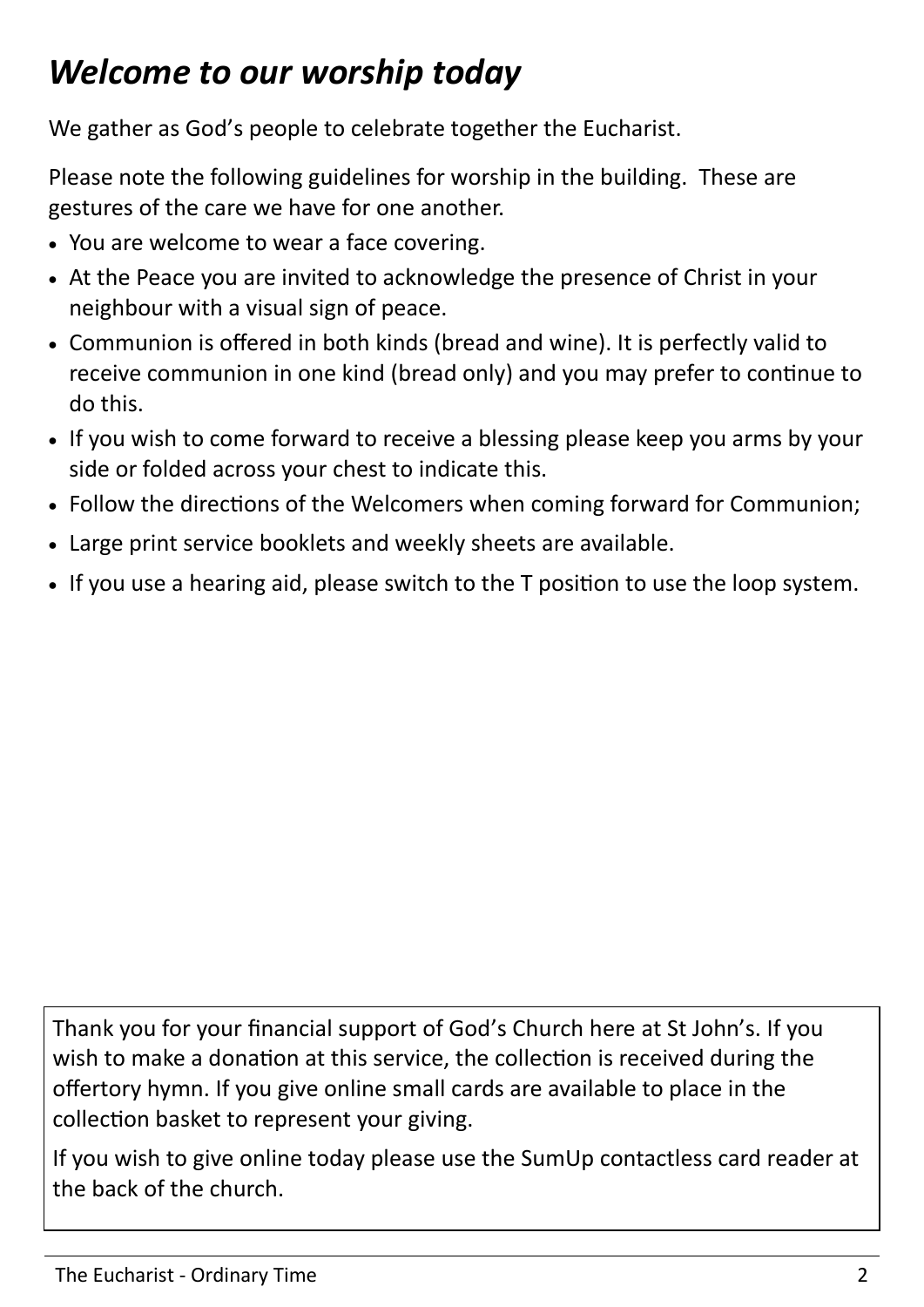# *Welcome to our worship today*

We gather as God's people to celebrate together the Eucharist.

Please note the following guidelines for worship in the building. These are gestures of the care we have for one another.

- You are welcome to wear a face covering.
- At the Peace you are invited to acknowledge the presence of Christ in your neighbour with a visual sign of peace.
- Communion is offered in both kinds (bread and wine). It is perfectly valid to receive communion in one kind (bread only) and you may prefer to continue to do this.
- If you wish to come forward to receive a blessing please keep you arms by your side or folded across your chest to indicate this.
- Follow the directions of the Welcomers when coming forward for Communion;
- Large print service booklets and weekly sheets are available.
- If you use a hearing aid, please switch to the T position to use the loop system.

Thank you for your financial support of God's Church here at St John's. If you wish to make a donation at this service, the collection is received during the offertory hymn. If you give online small cards are available to place in the collection basket to represent your giving.

If you wish to give online today please use the SumUp contactless card reader at the back of the church.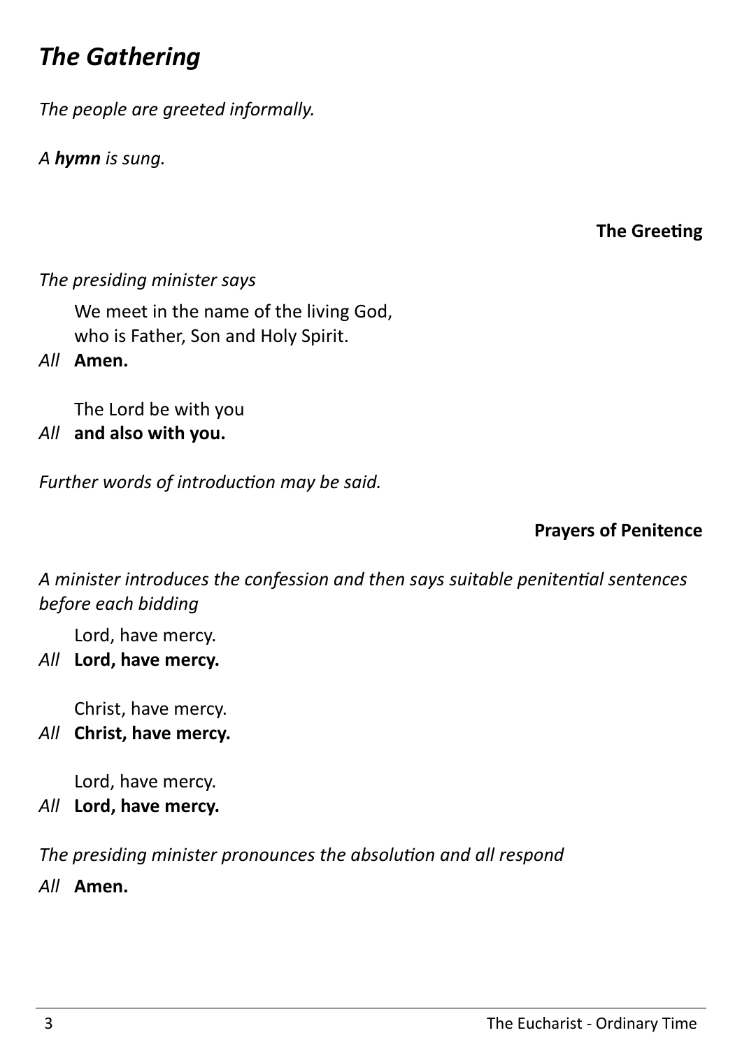## *The Gathering*

*The people are greeted informally.*

*A **hymn** is sung.*

**The Greeting**

*The presiding minister says*

We meet in the name of the living God,
who is Father, Son and Holy Spirit.

*All* **Amen.**

The Lord be with you

*All* **and also with you.**

*Further words of introduction may be said.*

**Prayers of Penitence**

*A minister introduces the confession and then says suitable penitential sentences before each bidding*

Lord, have mercy.

*All* **Lord, have mercy.**

Christ, have mercy.

*All* **Christ, have mercy.**

Lord, have mercy.

*All* **Lord, have mercy.**

*The presiding minister pronounces the absolution and all respond*

*All* **Amen.**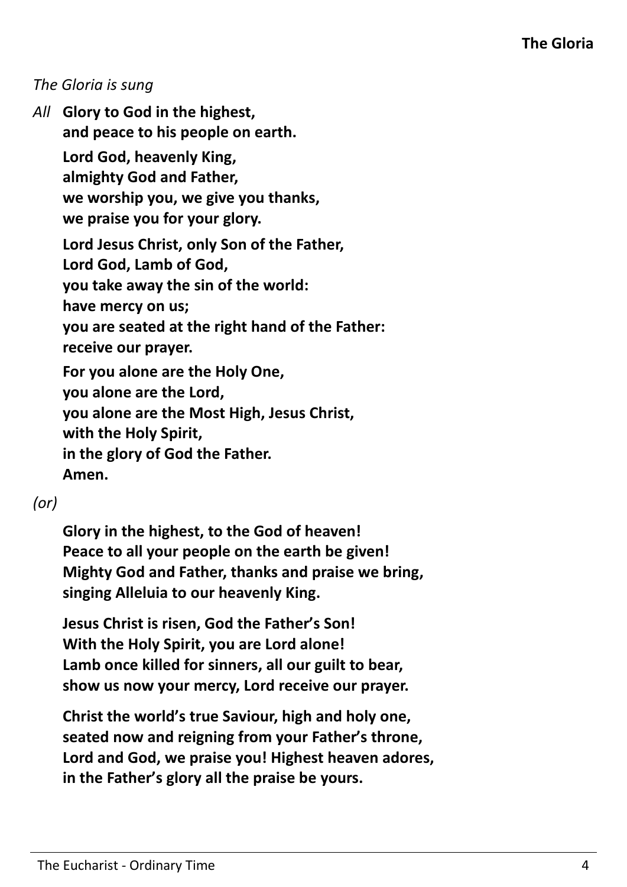## The Gloria

*The Gloria is sung*

*All* **Glory to God in the highest,**
**and peace to his people on earth.**

**Lord God, heavenly King,**
**almighty God and Father,**
**we worship you, we give you thanks,**
**we praise you for your glory.**

**Lord Jesus Christ, only Son of the Father,**
**Lord God, Lamb of God,**
**you take away the sin of the world:**
**have mercy on us;**
**you are seated at the right hand of the Father:**
**receive our prayer.**

**For you alone are the Holy One,**
**you alone are the Lord,**
**you alone are the Most High, Jesus Christ,**
**with the Holy Spirit,**
**in the glory of God the Father.**
**Amen.**

*(or)*

**Glory in the highest, to the God of heaven!**
**Peace to all your people on the earth be given!**
**Mighty God and Father, thanks and praise we bring,**
**singing Alleluia to our heavenly King.**

**Jesus Christ is risen, God the Father's Son!**
**With the Holy Spirit, you are Lord alone!**
**Lamb once killed for sinners, all our guilt to bear,**
**show us now your mercy, Lord receive our prayer.**

**Christ the world's true Saviour, high and holy one,**
**seated now and reigning from your Father's throne,**
**Lord and God, we praise you! Highest heaven adores,**
**in the Father's glory all the praise be yours.**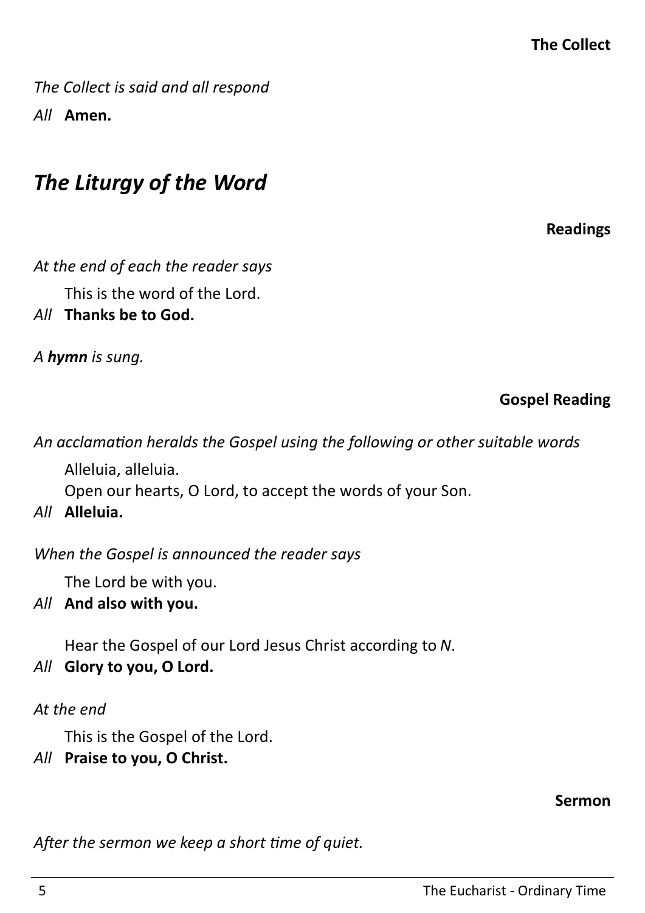**The Collect**

*The Collect is said and all respond*

*All* **Amen.**

## *The Liturgy of the Word*

**Readings**

*At the end of each the reader says*

This is the word of the Lord.

*All* **Thanks be to God.**

*A* ***hymn*** *is sung.*

**Gospel Reading**

*An acclamation heralds the Gospel using the following or other suitable words*

Alleluia, alleluia.
Open our hearts, O Lord, to accept the words of your Son.

*All* **Alleluia.**

*When the Gospel is announced the reader says*

The Lord be with you.

*All* **And also with you.**

Hear the Gospel of our Lord Jesus Christ according to *N*.

*All* **Glory to you, O Lord.**

*At the end*

This is the Gospel of the Lord.

*All* **Praise to you, O Christ.**

**Sermon**

*After the sermon we keep a short time of quiet.*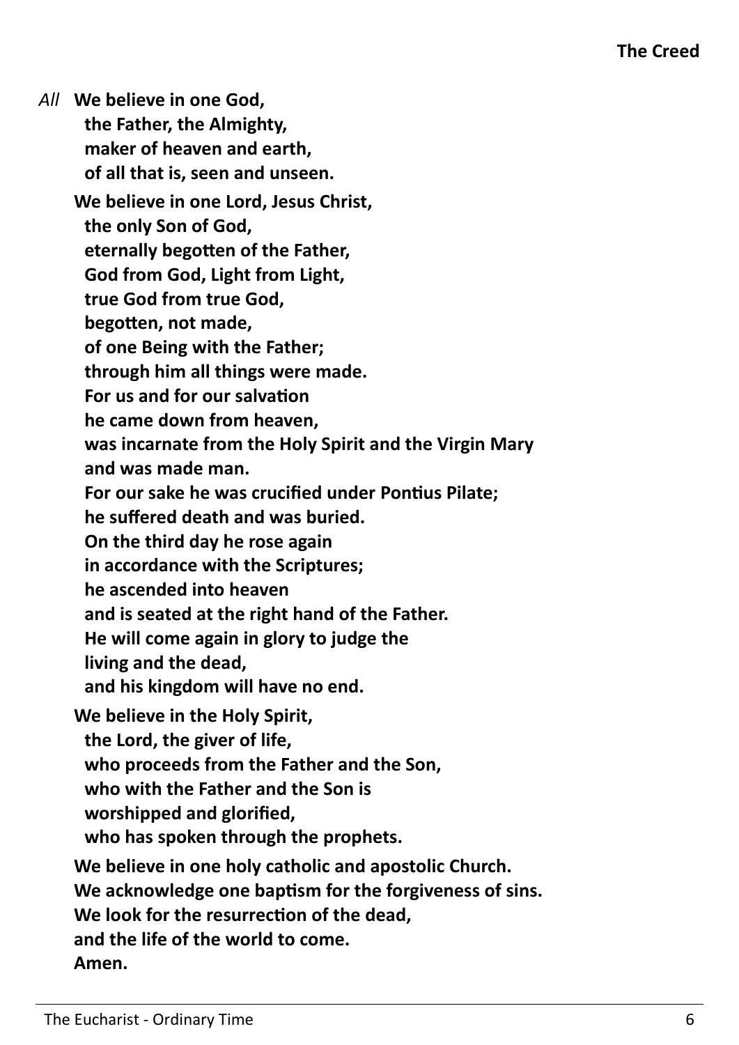## The Creed

*All* **We believe in one God,**
**the Father, the Almighty,**
**maker of heaven and earth,**
**of all that is, seen and unseen.**

**We believe in one Lord, Jesus Christ,**
**the only Son of God,**
**eternally begotten of the Father,**
**God from God, Light from Light,**
**true God from true God,**
**begotten, not made,**
**of one Being with the Father;**
**through him all things were made.**
**For us and for our salvation**
**he came down from heaven,**
**was incarnate from the Holy Spirit and the Virgin Mary**
**and was made man.**
**For our sake he was crucified under Pontius Pilate;**
**he suffered death and was buried.**
**On the third day he rose again**
**in accordance with the Scriptures;**
**he ascended into heaven**
**and is seated at the right hand of the Father.**
**He will come again in glory to judge the**
**living and the dead,**
**and his kingdom will have no end.**

**We believe in the Holy Spirit,**
**the Lord, the giver of life,**
**who proceeds from the Father and the Son,**
**who with the Father and the Son is**
**worshipped and glorified,**
**who has spoken through the prophets.**

**We believe in one holy catholic and apostolic Church.**
**We acknowledge one baptism for the forgiveness of sins.**
**We look for the resurrection of the dead,**
**and the life of the world to come.**
**Amen.**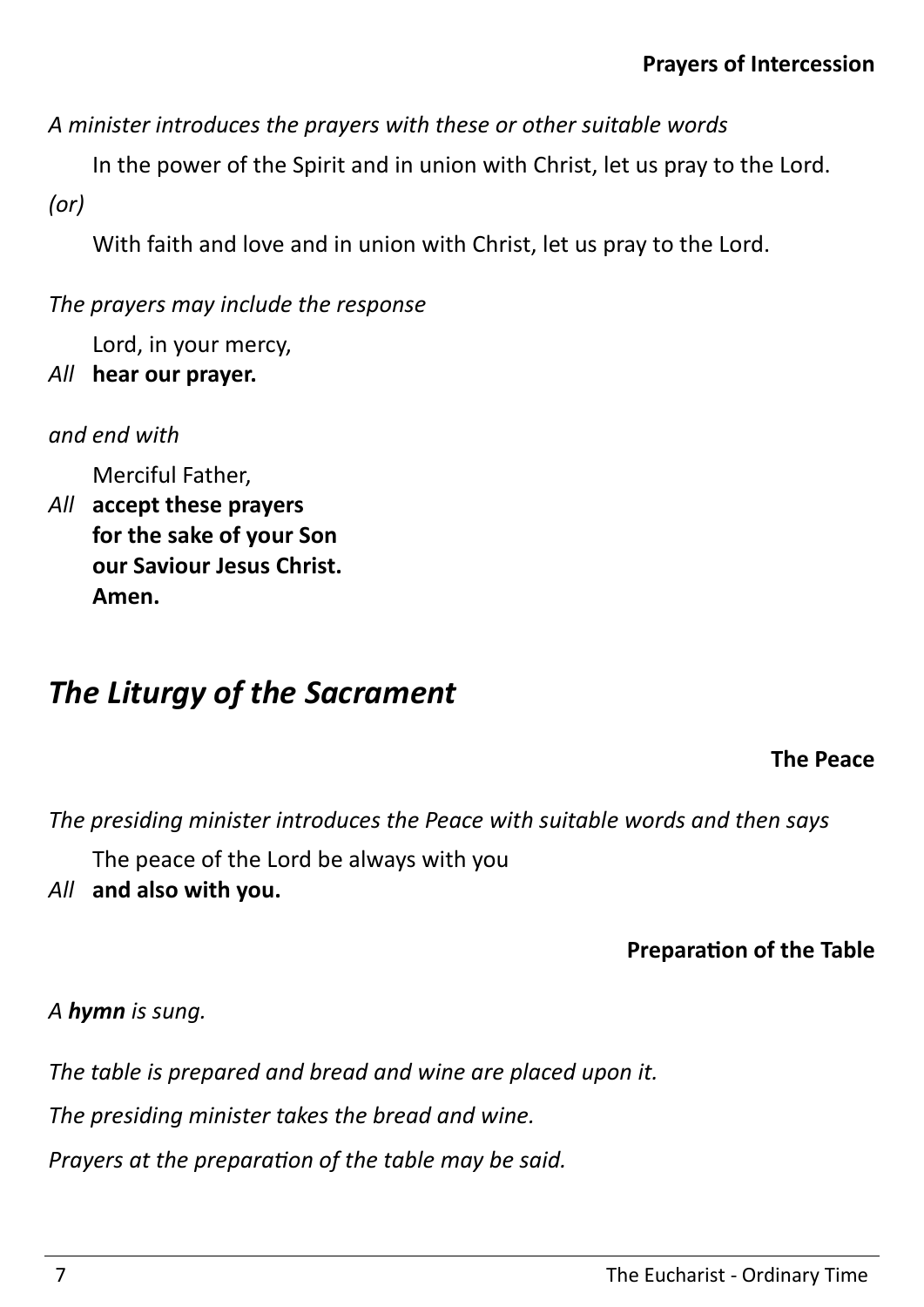### Prayers of Intercession

*A minister introduces the prayers with these or other suitable words*

In the power of the Spirit and in union with Christ, let us pray to the Lord.

*(or)*

With faith and love and in union with Christ, let us pray to the Lord.

*The prayers may include the response*

Lord, in your mercy,
*All* **hear our prayer.**

*and end with*

Merciful Father,
*All* **accept these prayers**
**for the sake of your Son**
**our Saviour Jesus Christ.**
**Amen.**

## *The Liturgy of the Sacrament*

### The Peace

*The presiding minister introduces the Peace with suitable words and then says*

The peace of the Lord be always with you
*All* **and also with you.**

### Preparation of the Table

*A **hymn** is sung.*

*The table is prepared and bread and wine are placed upon it.*

*The presiding minister takes the bread and wine.*

*Prayers at the preparation of the table may be said.*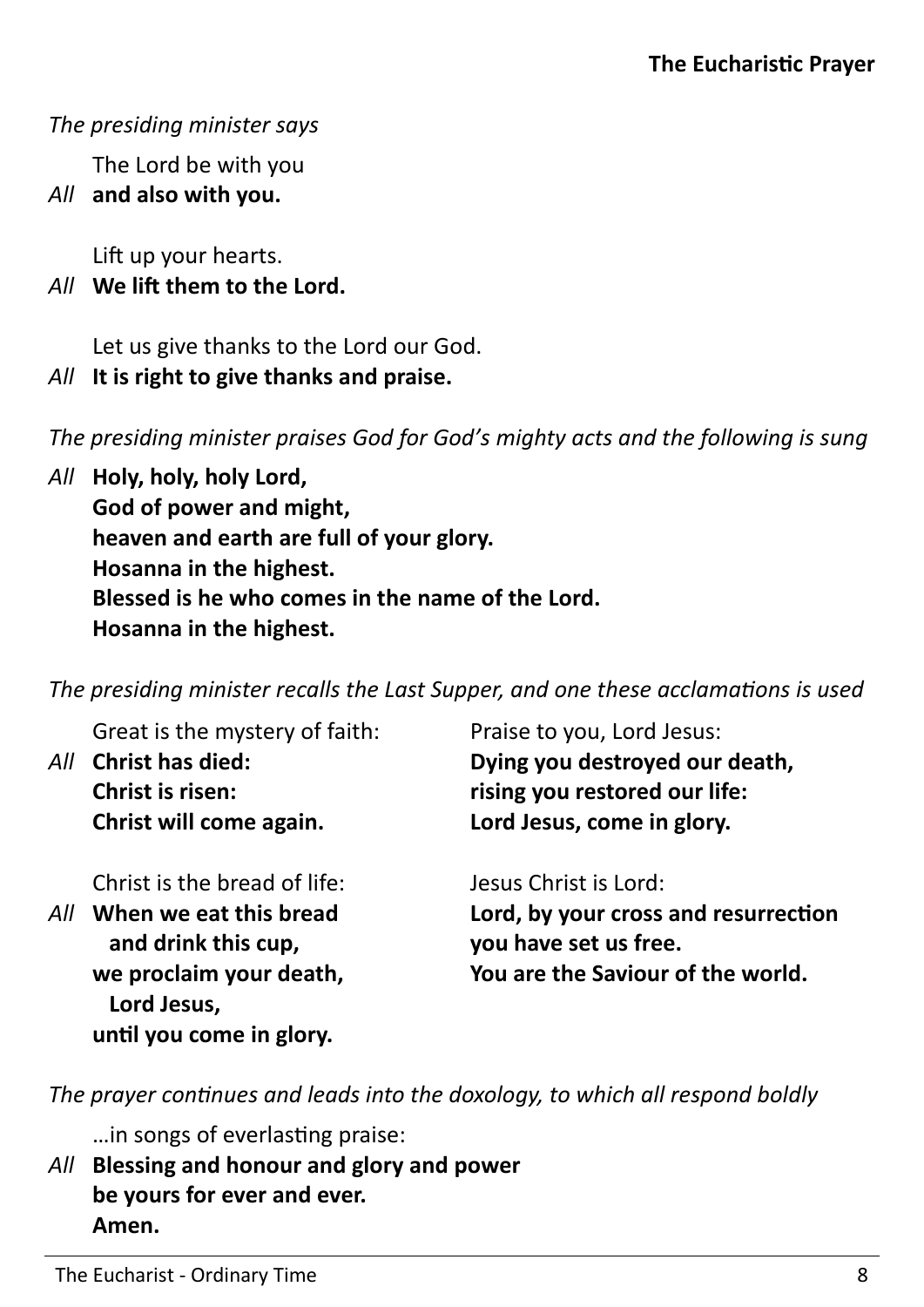## The Eucharistic Prayer

*The presiding minister says*

The Lord be with you

*All* **and also with you.**

Lift up your hearts.

*All* **We lift them to the Lord.**

Let us give thanks to the Lord our God.

*All* **It is right to give thanks and praise.**

*The presiding minister praises God for God's mighty acts and the following is sung*

*All* **Holy, holy, holy Lord,**
**God of power and might,**
**heaven and earth are full of your glory.**
**Hosanna in the highest.**
**Blessed is he who comes in the name of the Lord.**
**Hosanna in the highest.**

*The presiding minister recalls the Last Supper, and one these acclamations is used*

Great is the mystery of faith:

*All* **Christ has died:**
**Christ is risen:**
**Christ will come again.**

Praise to you, Lord Jesus:

**Dying you destroyed our death,**
**rising you restored our life:**
**Lord Jesus, come in glory.**

Christ is the bread of life:

*All* **When we eat this bread**
**and drink this cup,**
**we proclaim your death,**
**Lord Jesus,**
**until you come in glory.**

Jesus Christ is Lord:

**Lord, by your cross and resurrection**
**you have set us free.**
**You are the Saviour of the world.**

*The prayer continues and leads into the doxology, to which all respond boldly*

…in songs of everlasting praise:

*All* **Blessing and honour and glory and power**
**be yours for ever and ever.**
**Amen.**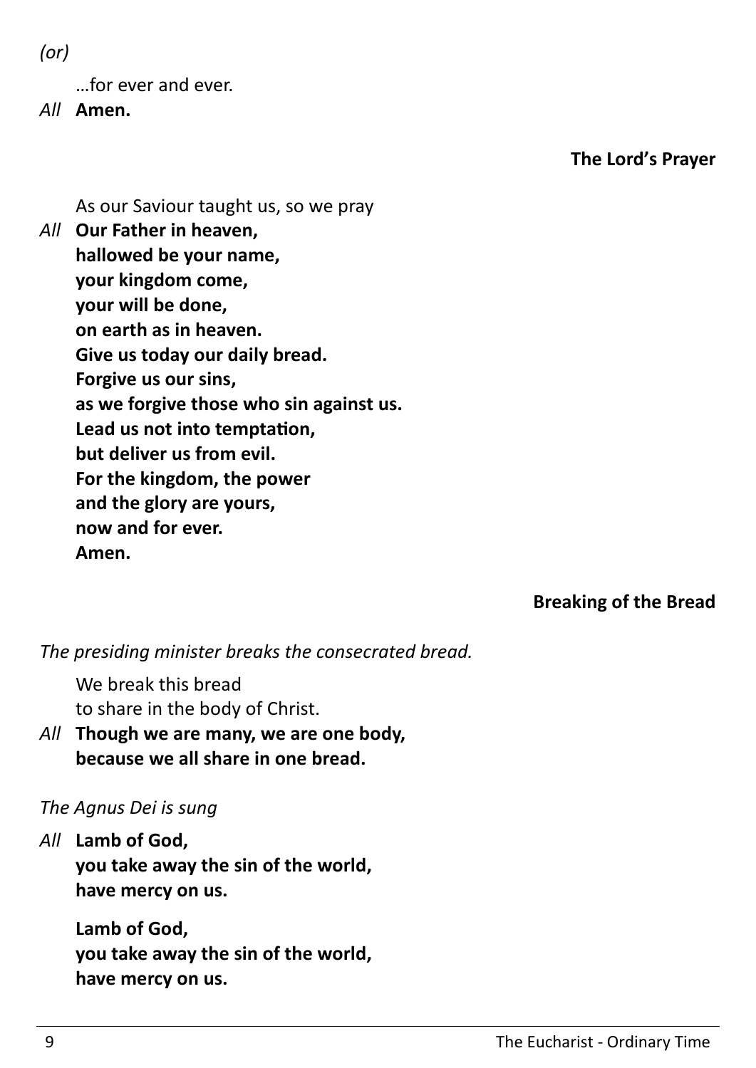*(or)*

…for ever and ever.

*All* **Amen.**

### The Lord's Prayer

As our Saviour taught us, so we pray

*All* **Our Father in heaven,**
**hallowed be your name,**
**your kingdom come,**
**your will be done,**
**on earth as in heaven.**
**Give us today our daily bread.**
**Forgive us our sins,**
**as we forgive those who sin against us.**
**Lead us not into temptation,**
**but deliver us from evil.**
**For the kingdom, the power**
**and the glory are yours,**
**now and for ever.**
**Amen.**

### Breaking of the Bread

*The presiding minister breaks the consecrated bread.*

We break this bread
to share in the body of Christ.

*All* **Though we are many, we are one body,**
**because we all share in one bread.**

*The Agnus Dei is sung*

*All* **Lamb of God,**
**you take away the sin of the world,**
**have mercy on us.**

**Lamb of God,**
**you take away the sin of the world,**
**have mercy on us.**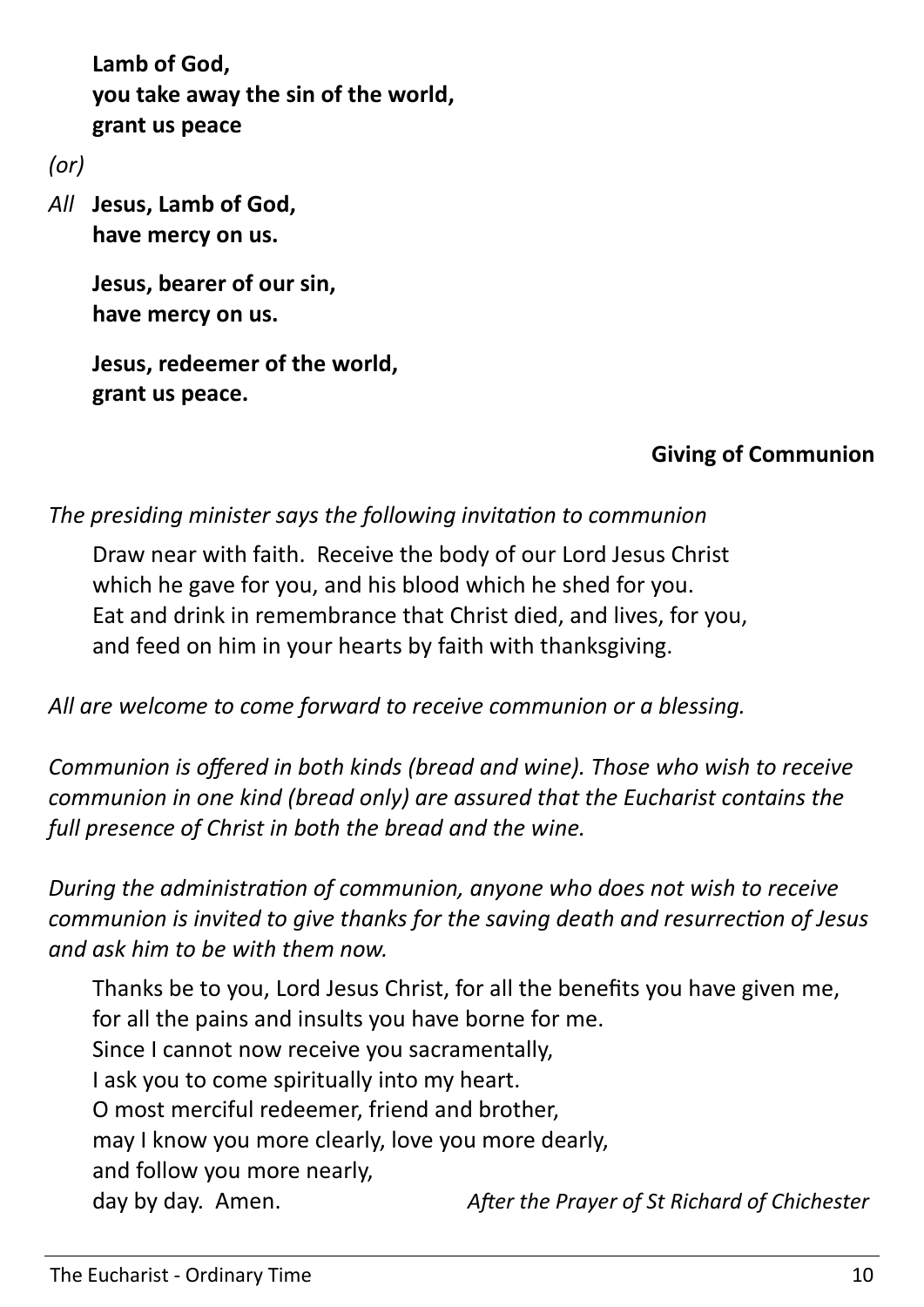**Lamb of God,**
**you take away the sin of the world,**
**grant us peace**

*(or)*

*All* **Jesus, Lamb of God,**
**have mercy on us.**

**Jesus, bearer of our sin,**
**have mercy on us.**

**Jesus, redeemer of the world,**
**grant us peace.**

### Giving of Communion

*The presiding minister says the following invitation to communion*

Draw near with faith. Receive the body of our Lord Jesus Christ
which he gave for you, and his blood which he shed for you.
Eat and drink in remembrance that Christ died, and lives, for you,
and feed on him in your hearts by faith with thanksgiving.

*All are welcome to come forward to receive communion or a blessing.*

*Communion is offered in both kinds (bread and wine). Those who wish to receive communion in one kind (bread only) are assured that the Eucharist contains the full presence of Christ in both the bread and the wine.*

*During the administration of communion, anyone who does not wish to receive communion is invited to give thanks for the saving death and resurrection of Jesus and ask him to be with them now.*

Thanks be to you, Lord Jesus Christ, for all the benefits you have given me,
for all the pains and insults you have borne for me.
Since I cannot now receive you sacramentally,
I ask you to come spiritually into my heart.
O most merciful redeemer, friend and brother,
may I know you more clearly, love you more dearly,
and follow you more nearly,
day by day. Amen.

*After the Prayer of St Richard of Chichester*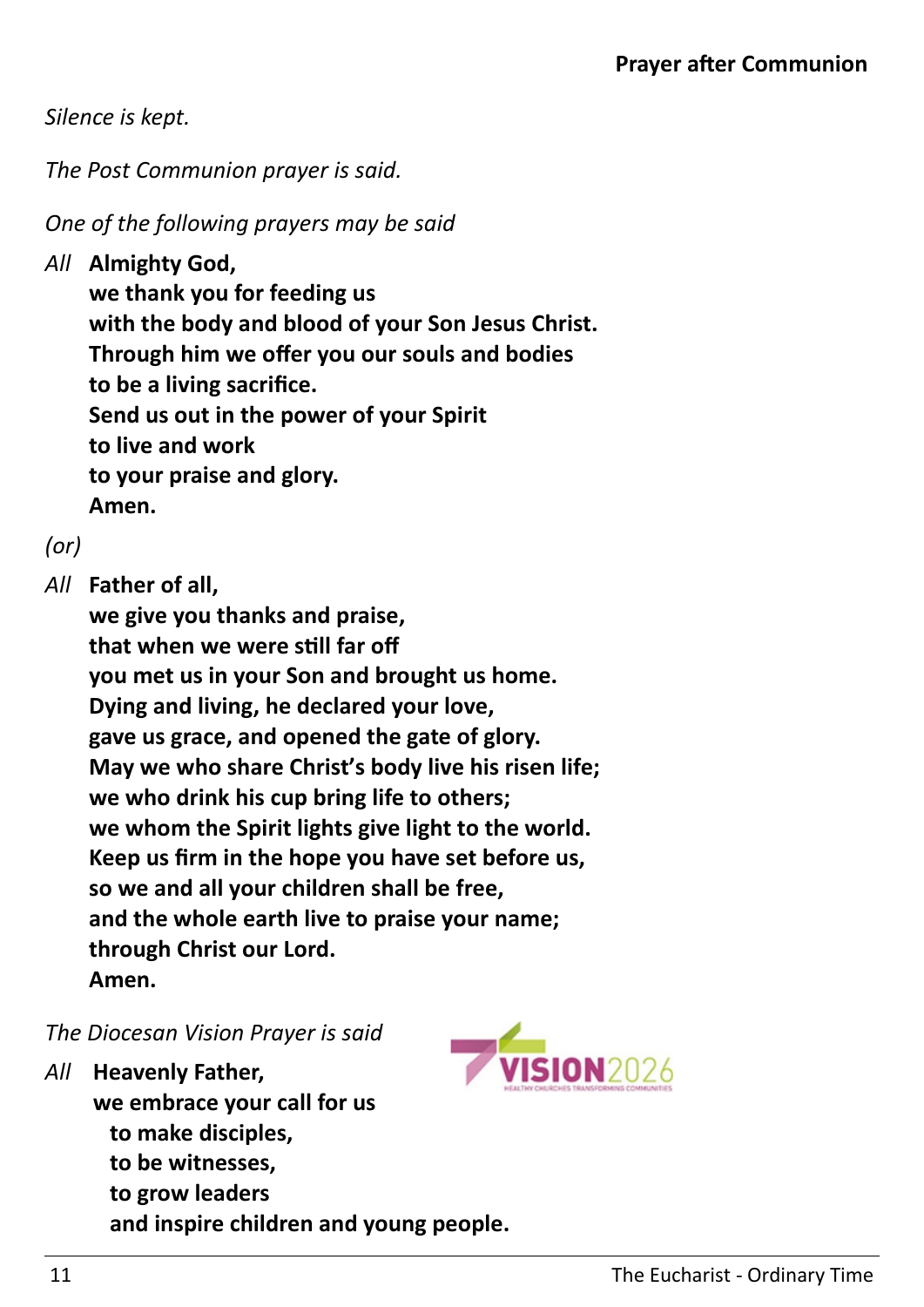## Prayer after Communion

*Silence is kept.*

*The Post Communion prayer is said.*

*One of the following prayers may be said*

*All* **Almighty God,**
**we thank you for feeding us**
**with the body and blood of your Son Jesus Christ.**
**Through him we offer you our souls and bodies**
**to be a living sacrifice.**
**Send us out in the power of your Spirit**
**to live and work**
**to your praise and glory.**
**Amen.**

*(or)*

*All* **Father of all,**
**we give you thanks and praise,**
**that when we were still far off**
**you met us in your Son and brought us home.**
**Dying and living, he declared your love,**
**gave us grace, and opened the gate of glory.**
**May we who share Christ's body live his risen life;**
**we who drink his cup bring life to others;**
**we whom the Spirit lights give light to the world.**
**Keep us firm in the hope you have set before us,**
**so we and all your children shall be free,**
**and the whole earth live to praise your name;**
**through Christ our Lord.**
**Amen.**

*The Diocesan Vision Prayer is said*

VISION2026
HEALTHY CHURCHES TRANSFORMING COMMUNITIES

*All* **Heavenly Father,**
**we embrace your call for us**
**to make disciples,**
**to be witnesses,**
**to grow leaders**
**and inspire children and young people.**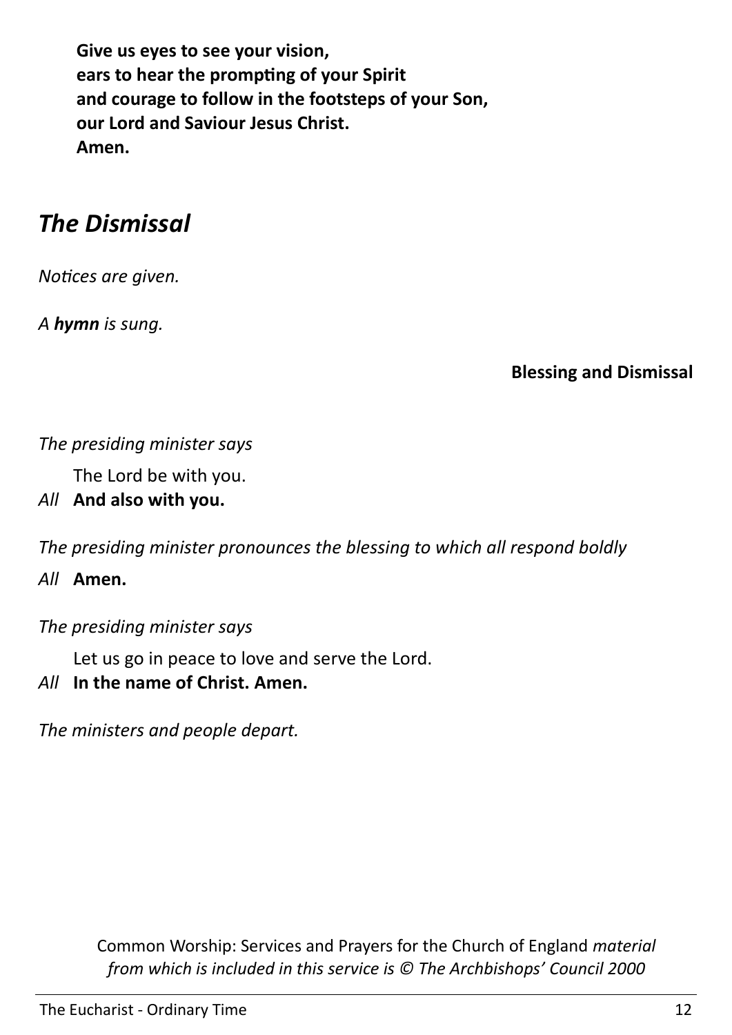**Give us eyes to see your vision,**
**ears to hear the prompting of your Spirit**
**and courage to follow in the footsteps of your Son,**
**our Lord and Saviour Jesus Christ.**
**Amen.**

## *The Dismissal*

*Notices are given.*

*A **hymn** is sung.*

**Blessing and Dismissal**

*The presiding minister says*

The Lord be with you.

*All* **And also with you.**

*The presiding minister pronounces the blessing to which all respond boldly*

*All* **Amen.**

*The presiding minister says*

Let us go in peace to love and serve the Lord.

*All* **In the name of Christ. Amen.**

*The ministers and people depart.*

Common Worship: Services and Prayers for the Church of England *material from which is included in this service is © The Archbishops' Council 2000*